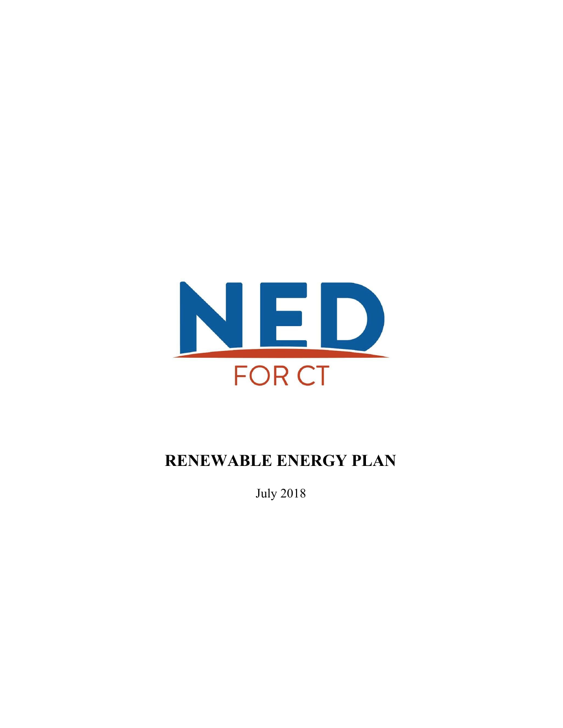NED

FOR CT

# RENEWABLE ENERGY PLAN

July 2018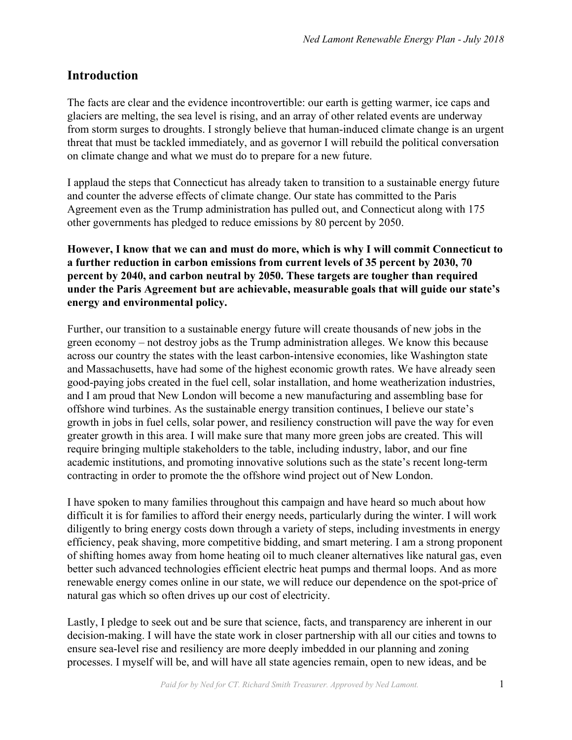## Introduction

The facts are clear and the evidence incontrovertible: our earth is getting warmer, ice caps and glaciers are melting, the sea level is rising, and an array of other related events are underway from storm surges to droughts. I strongly believe that human-induced climate change is an urgent threat that must be tackled immediately, and as governor I will rebuild the political conversation on climate change and what we must do to prepare for a new future.

I applaud the steps that Connecticut has already taken to transition to a sustainable energy future and counter the adverse effects of climate change. Our state has committed to the Paris Agreement even as the Trump administration has pulled out, and Connecticut along with 175 other governments has pledged to reduce emissions by 80 percent by 2050.

**However, I know that we can and must do more, which is why I will commit Connecticut to a further reduction in carbon emissions from current levels of 35 percent by 2030, 70 percent by 2040, and carbon neutral by 2050. These targets are tougher than required under the Paris Agreement but are achievable, measurable goals that will guide our state's energy and environmental policy.**

Further, our transition to a sustainable energy future will create thousands of new jobs in the green economy – not destroy jobs as the Trump administration alleges. We know this because across our country the states with the least carbon-intensive economies, like Washington state and Massachusetts, have had some of the highest economic growth rates. We have already seen good-paying jobs created in the fuel cell, solar installation, and home weatherization industries, and I am proud that New London will become a new manufacturing and assembling base for offshore wind turbines. As the sustainable energy transition continues, I believe our state's growth in jobs in fuel cells, solar power, and resiliency construction will pave the way for even greater growth in this area. I will make sure that many more green jobs are created. This will require bringing multiple stakeholders to the table, including industry, labor, and our fine academic institutions, and promoting innovative solutions such as the state's recent long-term contracting in order to promote the the offshore wind project out of New London.

I have spoken to many families throughout this campaign and have heard so much about how difficult it is for families to afford their energy needs, particularly during the winter. I will work diligently to bring energy costs down through a variety of steps, including investments in energy efficiency, peak shaving, more competitive bidding, and smart metering. I am a strong proponent of shifting homes away from home heating oil to much cleaner alternatives like natural gas, even better such advanced technologies efficient electric heat pumps and thermal loops. And as more renewable energy comes online in our state, we will reduce our dependence on the spot-price of natural gas which so often drives up our cost of electricity.

Lastly, I pledge to seek out and be sure that science, facts, and transparency are inherent in our decision-making. I will have the state work in closer partnership with all our cities and towns to ensure sea-level rise and resiliency are more deeply imbedded in our planning and zoning processes. I myself will be, and will have all state agencies remain, open to new ideas, and be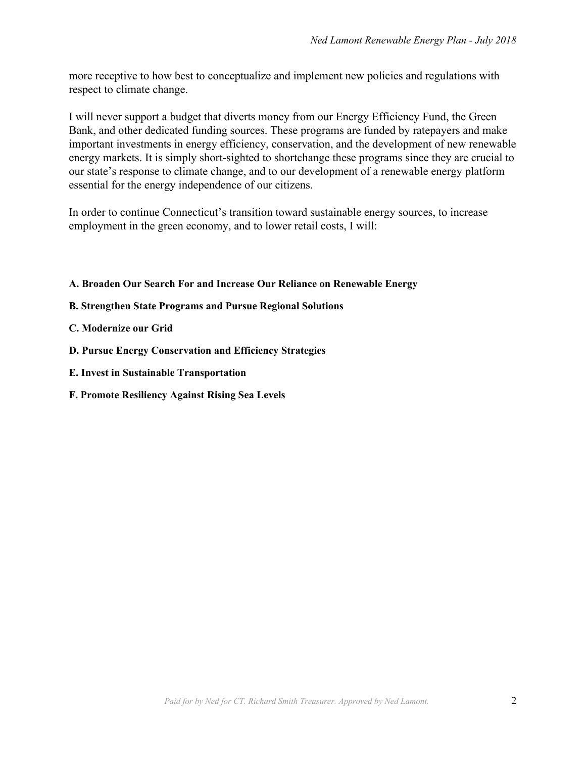more receptive to how best to conceptualize and implement new policies and regulations with respect to climate change.

I will never support a budget that diverts money from our Energy Efficiency Fund, the Green Bank, and other dedicated funding sources. These programs are funded by ratepayers and make important investments in energy efficiency, conservation, and the development of new renewable energy markets. It is simply short-sighted to shortchange these programs since they are crucial to our state's response to climate change, and to our development of a renewable energy platform essential for the energy independence of our citizens.

In order to continue Connecticut's transition toward sustainable energy sources, to increase employment in the green economy, and to lower retail costs, I will:

**A. Broaden Our Search For and Increase Our Reliance on Renewable Energy**

**B. Strengthen State Programs and Pursue Regional Solutions**

**C. Modernize our Grid**

**D. Pursue Energy Conservation and Efficiency Strategies**

**E. Invest in Sustainable Transportation**

**F. Promote Resiliency Against Rising Sea Levels**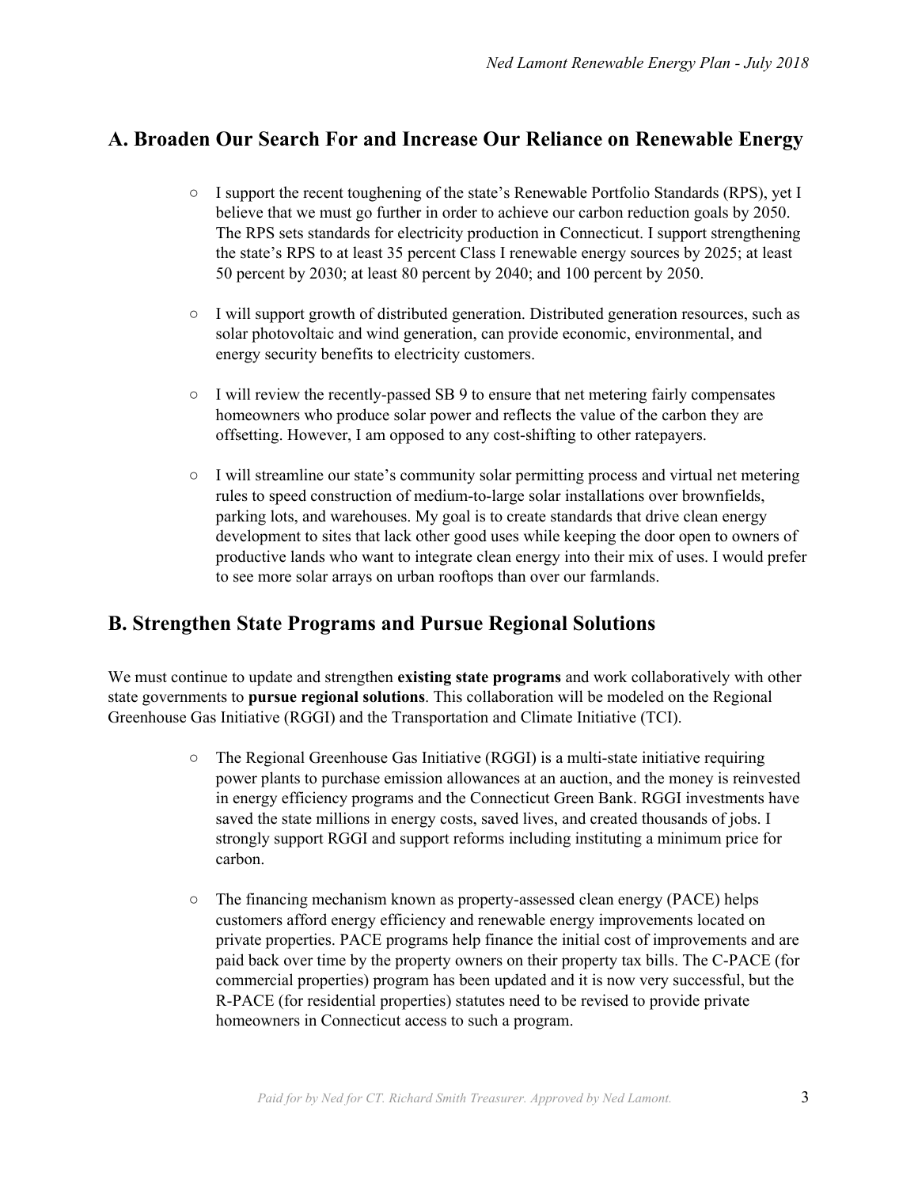## A. Broaden Our Search For and Increase Our Reliance on Renewable Energy

- I support the recent toughening of the state's Renewable Portfolio Standards (RPS), yet I believe that we must go further in order to achieve our carbon reduction goals by 2050. The RPS sets standards for electricity production in Connecticut. I support strengthening the state's RPS to at least 35 percent Class I renewable energy sources by 2025; at least 50 percent by 2030; at least 80 percent by 2040; and 100 percent by 2050.

- I will support growth of distributed generation. Distributed generation resources, such as solar photovoltaic and wind generation, can provide economic, environmental, and energy security benefits to electricity customers.

- I will review the recently-passed SB 9 to ensure that net metering fairly compensates homeowners who produce solar power and reflects the value of the carbon they are offsetting. However, I am opposed to any cost-shifting to other ratepayers.

- I will streamline our state's community solar permitting process and virtual net metering rules to speed construction of medium-to-large solar installations over brownfields, parking lots, and warehouses. My goal is to create standards that drive clean energy development to sites that lack other good uses while keeping the door open to owners of productive lands who want to integrate clean energy into their mix of uses. I would prefer to see more solar arrays on urban rooftops than over our farmlands.

## B. Strengthen State Programs and Pursue Regional Solutions

We must continue to update and strengthen **existing state programs** and work collaboratively with other state governments to **pursue regional solutions**. This collaboration will be modeled on the Regional Greenhouse Gas Initiative (RGGI) and the Transportation and Climate Initiative (TCI).

- The Regional Greenhouse Gas Initiative (RGGI) is a multi-state initiative requiring power plants to purchase emission allowances at an auction, and the money is reinvested in energy efficiency programs and the Connecticut Green Bank. RGGI investments have saved the state millions in energy costs, saved lives, and created thousands of jobs. I strongly support RGGI and support reforms including instituting a minimum price for carbon.

- The financing mechanism known as property-assessed clean energy (PACE) helps customers afford energy efficiency and renewable energy improvements located on private properties. PACE programs help finance the initial cost of improvements and are paid back over time by the property owners on their property tax bills. The C-PACE (for commercial properties) program has been updated and it is now very successful, but the R-PACE (for residential properties) statutes need to be revised to provide private homeowners in Connecticut access to such a program.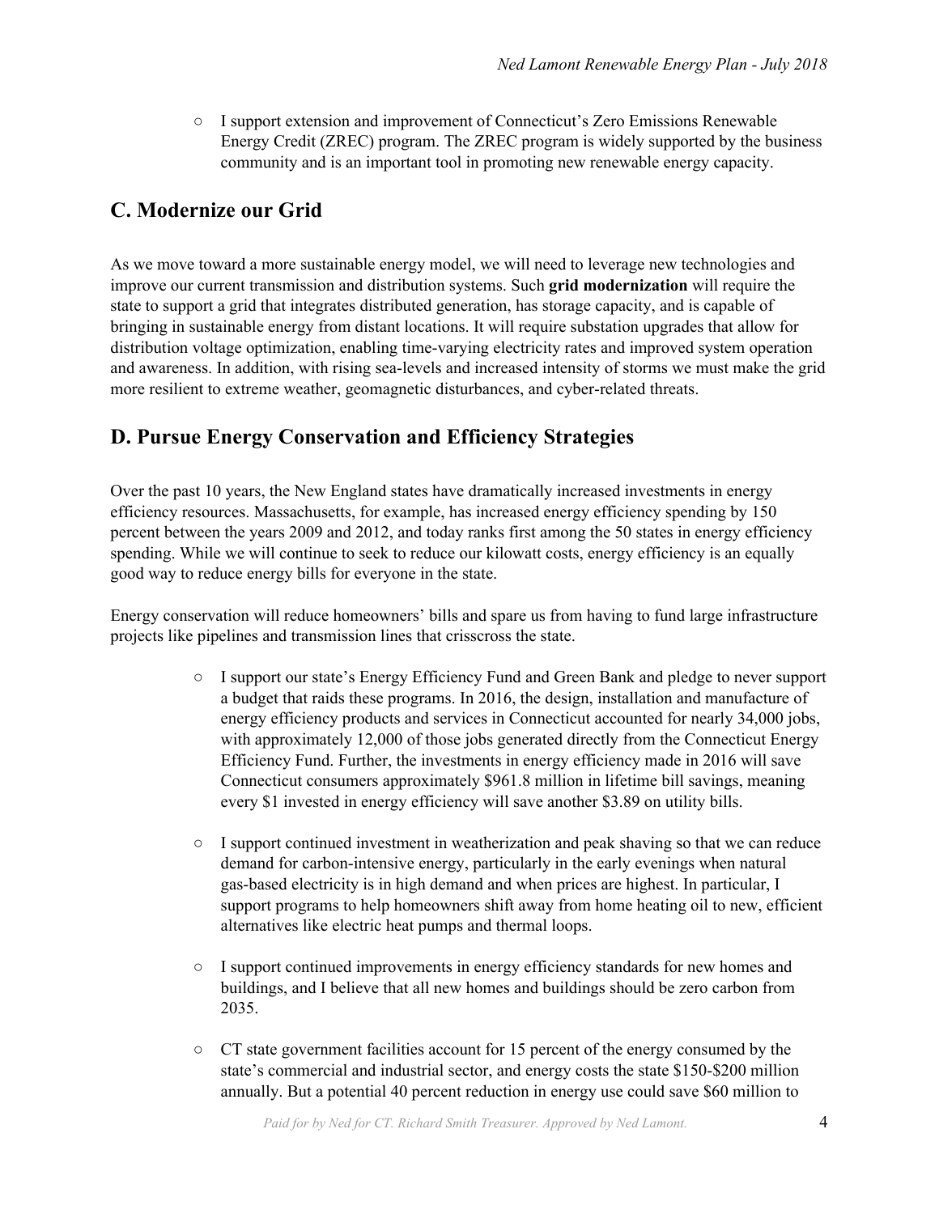- I support extension and improvement of Connecticut's Zero Emissions Renewable Energy Credit (ZREC) program. The ZREC program is widely supported by the business community and is an important tool in promoting new renewable energy capacity.

## C. Modernize our Grid

As we move toward a more sustainable energy model, we will need to leverage new technologies and improve our current transmission and distribution systems. Such **grid modernization** will require the state to support a grid that integrates distributed generation, has storage capacity, and is capable of bringing in sustainable energy from distant locations. It will require substation upgrades that allow for distribution voltage optimization, enabling time-varying electricity rates and improved system operation and awareness. In addition, with rising sea-levels and increased intensity of storms we must make the grid more resilient to extreme weather, geomagnetic disturbances, and cyber-related threats.

## D. Pursue Energy Conservation and Efficiency Strategies

Over the past 10 years, the New England states have dramatically increased investments in energy efficiency resources. Massachusetts, for example, has increased energy efficiency spending by 150 percent between the years 2009 and 2012, and today ranks first among the 50 states in energy efficiency spending. While we will continue to seek to reduce our kilowatt costs, energy efficiency is an equally good way to reduce energy bills for everyone in the state.

Energy conservation will reduce homeowners' bills and spare us from having to fund large infrastructure projects like pipelines and transmission lines that crisscross the state.

- I support our state's Energy Efficiency Fund and Green Bank and pledge to never support a budget that raids these programs. In 2016, the design, installation and manufacture of energy efficiency products and services in Connecticut accounted for nearly 34,000 jobs, with approximately 12,000 of those jobs generated directly from the Connecticut Energy Efficiency Fund. Further, the investments in energy efficiency made in 2016 will save Connecticut consumers approximately $961.8 million in lifetime bill savings, meaning every $1 invested in energy efficiency will save another $3.89 on utility bills.

- I support continued investment in weatherization and peak shaving so that we can reduce demand for carbon-intensive energy, particularly in the early evenings when natural gas-based electricity is in high demand and when prices are highest. In particular, I support programs to help homeowners shift away from home heating oil to new, efficient alternatives like electric heat pumps and thermal loops.

- I support continued improvements in energy efficiency standards for new homes and buildings, and I believe that all new homes and buildings should be zero carbon from 2035.

- CT state government facilities account for 15 percent of the energy consumed by the state's commercial and industrial sector, and energy costs the state $150-$200 million annually. But a potential 40 percent reduction in energy use could save $60 million to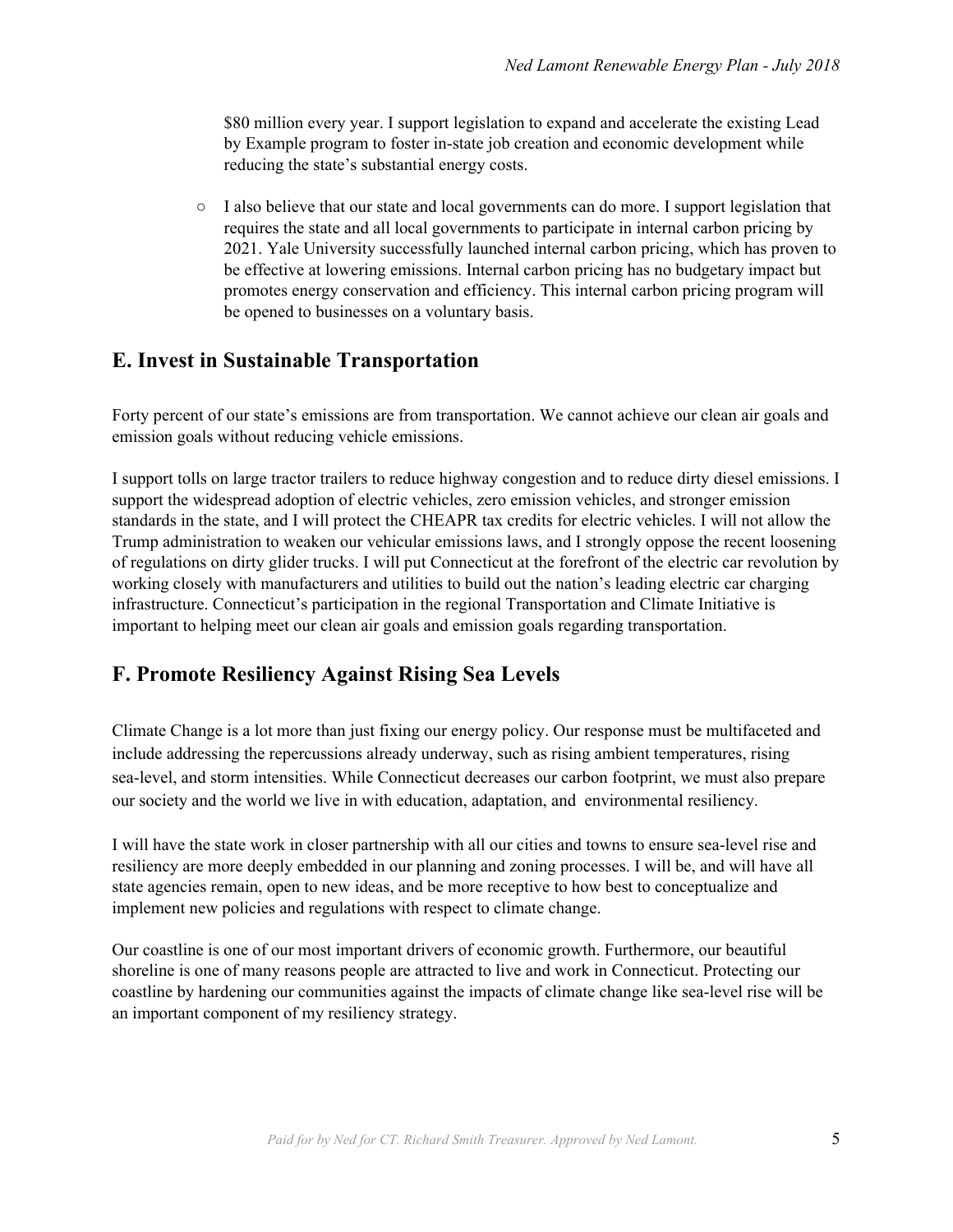$80 million every year. I support legislation to expand and accelerate the existing Lead by Example program to foster in-state job creation and economic development while reducing the state's substantial energy costs.

- I also believe that our state and local governments can do more. I support legislation that requires the state and all local governments to participate in internal carbon pricing by 2021. Yale University successfully launched internal carbon pricing, which has proven to be effective at lowering emissions. Internal carbon pricing has no budgetary impact but promotes energy conservation and efficiency. This internal carbon pricing program will be opened to businesses on a voluntary basis.

## E. Invest in Sustainable Transportation

Forty percent of our state's emissions are from transportation. We cannot achieve our clean air goals and emission goals without reducing vehicle emissions.

I support tolls on large tractor trailers to reduce highway congestion and to reduce dirty diesel emissions. I support the widespread adoption of electric vehicles, zero emission vehicles, and stronger emission standards in the state, and I will protect the CHEAPR tax credits for electric vehicles. I will not allow the Trump administration to weaken our vehicular emissions laws, and I strongly oppose the recent loosening of regulations on dirty glider trucks. I will put Connecticut at the forefront of the electric car revolution by working closely with manufacturers and utilities to build out the nation's leading electric car charging infrastructure. Connecticut's participation in the regional Transportation and Climate Initiative is important to helping meet our clean air goals and emission goals regarding transportation.

## F. Promote Resiliency Against Rising Sea Levels

Climate Change is a lot more than just fixing our energy policy. Our response must be multifaceted and include addressing the repercussions already underway, such as rising ambient temperatures, rising sea-level, and storm intensities. While Connecticut decreases our carbon footprint, we must also prepare our society and the world we live in with education, adaptation, and environmental resiliency.

I will have the state work in closer partnership with all our cities and towns to ensure sea-level rise and resiliency are more deeply embedded in our planning and zoning processes. I will be, and will have all state agencies remain, open to new ideas, and be more receptive to how best to conceptualize and implement new policies and regulations with respect to climate change.

Our coastline is one of our most important drivers of economic growth. Furthermore, our beautiful shoreline is one of many reasons people are attracted to live and work in Connecticut. Protecting our coastline by hardening our communities against the impacts of climate change like sea-level rise will be an important component of my resiliency strategy.

*Paid for by Ned for CT. Richard Smith Treasurer. Approved by Ned Lamont.*